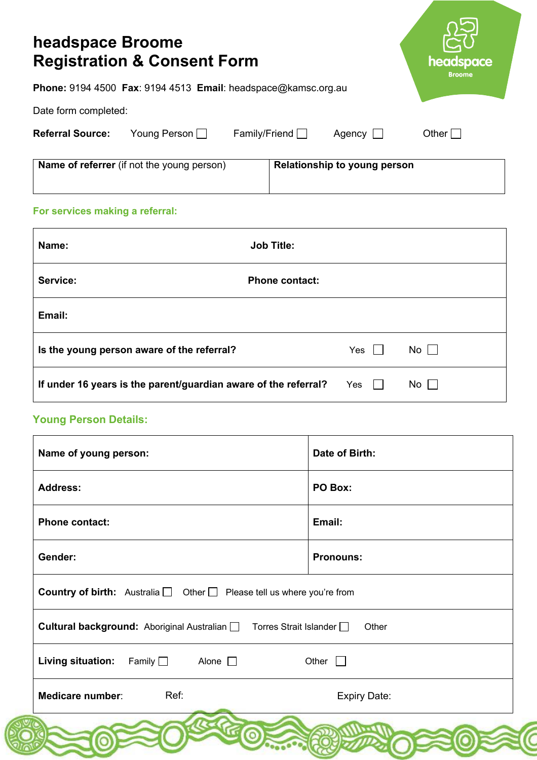# headspace Broome
# Registration & Consent Form

**Phone:** 9194 4500 **Fax**: 9194 4513 **Email**: headspace@kamsc.org.au

Date form completed:

**Referral Source:** Young Person ☐ Family/Friend ☐ Agency ☐ Other ☐

| **Name of referrer** (if not the young person) | **Relationship to young person** |
|---|---|
| | |

## For services making a referral:

| | |
|---|---|
| **Name:** | **Job Title:** |
| **Service:** | **Phone contact:** |
| **Email:** | |
| **Is the young person aware of the referral?** | Yes ☐ No ☐ |
| **If under 16 years is the parent/guardian aware of the referral?** | Yes ☐ No ☐ |

## Young Person Details:

| | |
|---|---|
| **Name of young person:** | **Date of Birth:** |
| **Address:** | **PO Box:** |
| **Phone contact:** | **Email:** |
| **Gender:** | **Pronouns:** |
| **Country of birth:** Australia ☐ Other ☐ Please tell us where you're from | |
| **Cultural background:** Aboriginal Australian ☐ Torres Strait Islander ☐ Other | |
| **Living situation:** Family ☐ Alone ☐ Other ☐ | |
| **Medicare number**: Ref: | Expiry Date: |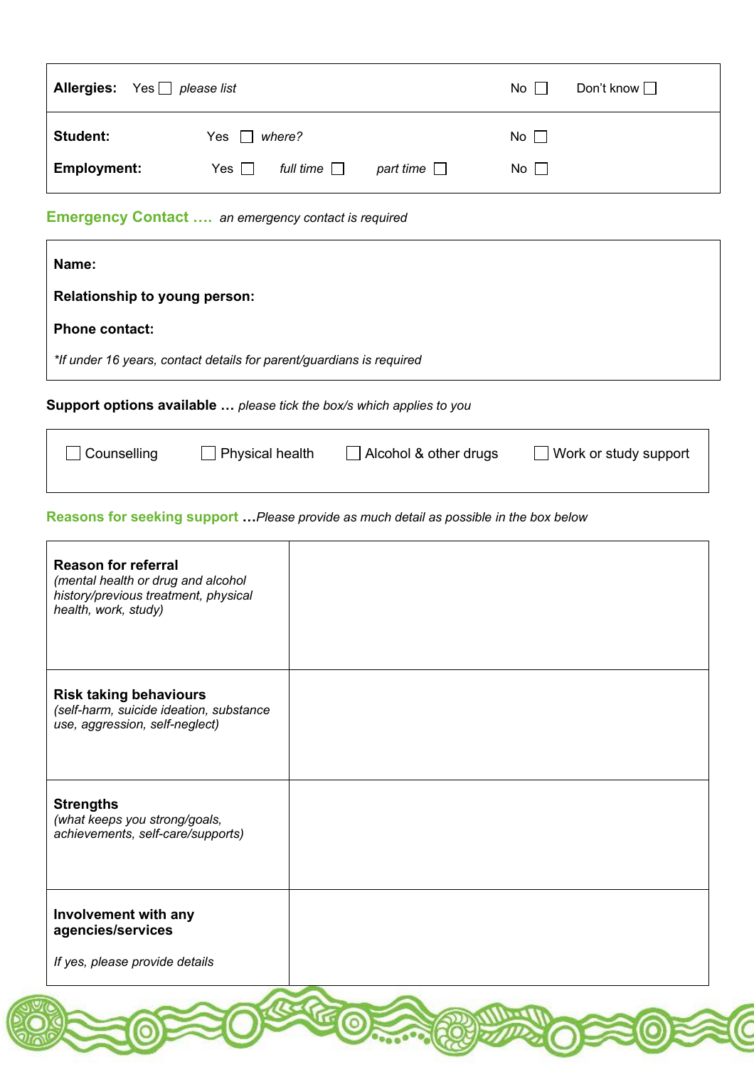| **Allergies:** Yes ☐ *please list* | | No ☐ | Don't know ☐ |
|---|---|---|---|
| **Student:** | Yes ☐ *where?* | No ☐ | |
| **Employment:** | Yes ☐ *full time* ☐ *part time* ☐ | No ☐ | |

## Emergency Contact …. *an emergency contact is required*

**Name:**

**Relationship to young person:**

**Phone contact:**

*\*If under 16 years, contact details for parent/guardians is required*

**Support options available …** *please tick the box/s which applies to you*

☐ Counselling ☐ Physical health ☐ Alcohol & other drugs ☐ Work or study support

## Reasons for seeking support …*Please provide as much detail as possible in the box below*

| | |
|---|---|
| **Reason for referral** *(mental health or drug and alcohol history/previous treatment, physical health, work, study)* | |
| **Risk taking behaviours** *(self-harm, suicide ideation, substance use, aggression, self-neglect)* | |
| **Strengths** *(what keeps you strong/goals, achievements, self-care/supports)* | |
| **Involvement with any agencies/services** *If yes, please provide details* | |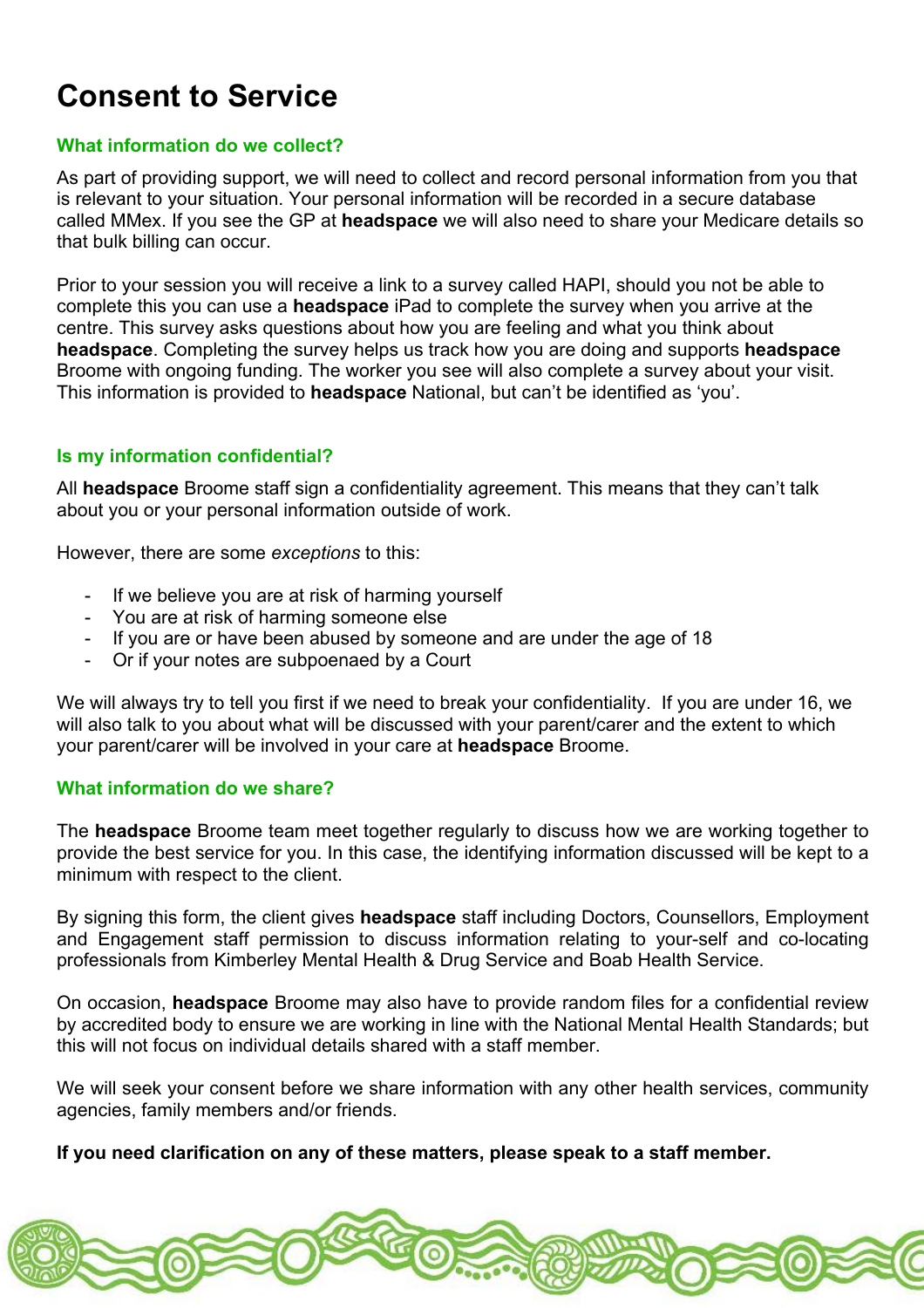# Consent to Service

### What information do we collect?

As part of providing support, we will need to collect and record personal information from you that is relevant to your situation. Your personal information will be recorded in a secure database called MMex. If you see the GP at **headspace** we will also need to share your Medicare details so that bulk billing can occur.

Prior to your session you will receive a link to a survey called HAPI, should you not be able to complete this you can use a **headspace** iPad to complete the survey when you arrive at the centre. This survey asks questions about how you are feeling and what you think about **headspace**. Completing the survey helps us track how you are doing and supports **headspace** Broome with ongoing funding. The worker you see will also complete a survey about your visit. This information is provided to **headspace** National, but can't be identified as 'you'.

### Is my information confidential?

All **headspace** Broome staff sign a confidentiality agreement. This means that they can't talk about you or your personal information outside of work.

However, there are some *exceptions* to this:

- If we believe you are at risk of harming yourself
- You are at risk of harming someone else
- If you are or have been abused by someone and are under the age of 18
- Or if your notes are subpoenaed by a Court

We will always try to tell you first if we need to break your confidentiality. If you are under 16, we will also talk to you about what will be discussed with your parent/carer and the extent to which your parent/carer will be involved in your care at **headspace** Broome.

### What information do we share?

The **headspace** Broome team meet together regularly to discuss how we are working together to provide the best service for you. In this case, the identifying information discussed will be kept to a minimum with respect to the client.

By signing this form, the client gives **headspace** staff including Doctors, Counsellors, Employment and Engagement staff permission to discuss information relating to your-self and co-locating professionals from Kimberley Mental Health & Drug Service and Boab Health Service.

On occasion, **headspace** Broome may also have to provide random files for a confidential review by accredited body to ensure we are working in line with the National Mental Health Standards; but this will not focus on individual details shared with a staff member.

We will seek your consent before we share information with any other health services, community agencies, family members and/or friends.

**If you need clarification on any of these matters, please speak to a staff member.**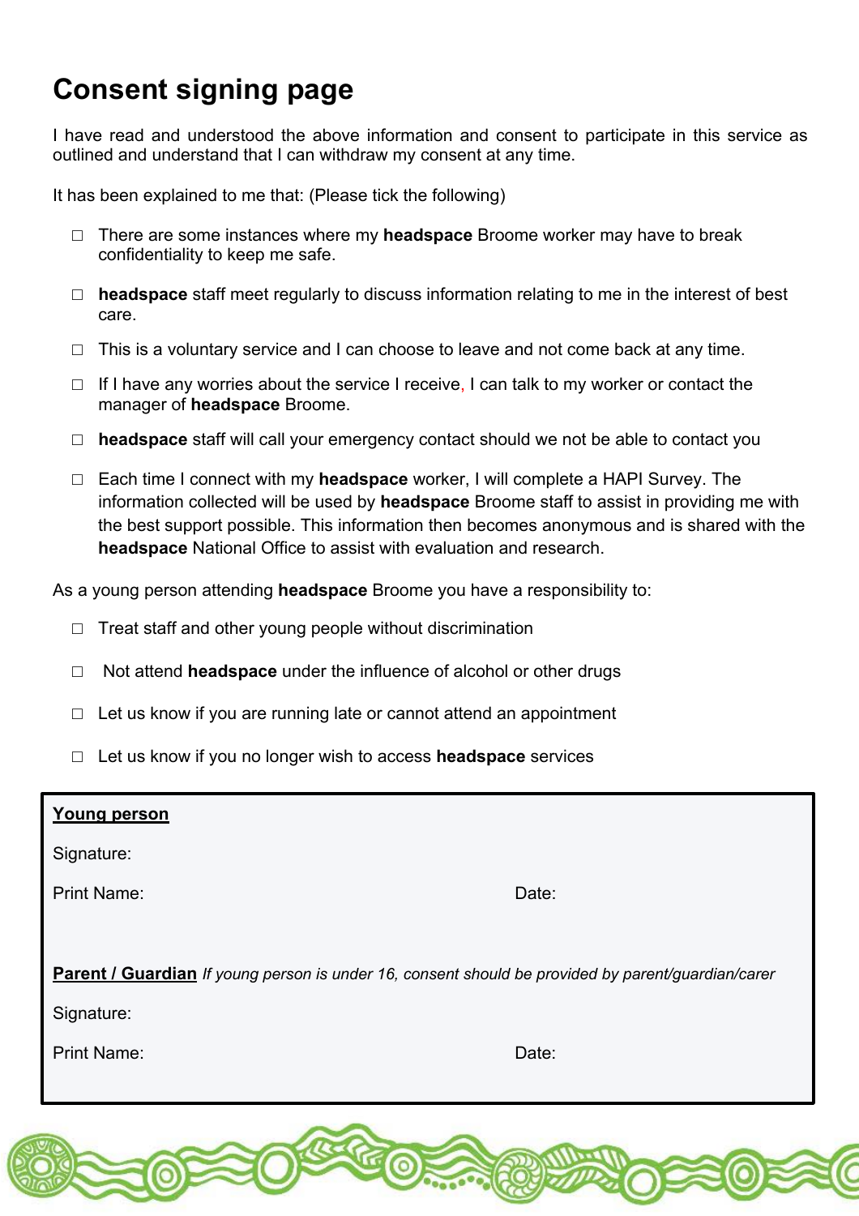# Consent signing page

I have read and understood the above information and consent to participate in this service as outlined and understand that I can withdraw my consent at any time.

It has been explained to me that: (Please tick the following)

- ☐ There are some instances where my **headspace** Broome worker may have to break confidentiality to keep me safe.
- ☐ **headspace** staff meet regularly to discuss information relating to me in the interest of best care.
- ☐ This is a voluntary service and I can choose to leave and not come back at any time.
- ☐ If I have any worries about the service I receive, I can talk to my worker or contact the manager of **headspace** Broome.
- ☐ **headspace** staff will call your emergency contact should we not be able to contact you
- ☐ Each time I connect with my **headspace** worker, I will complete a HAPI Survey. The information collected will be used by **headspace** Broome staff to assist in providing me with the best support possible. This information then becomes anonymous and is shared with the **headspace** National Office to assist with evaluation and research.

As a young person attending **headspace** Broome you have a responsibility to:

- ☐ Treat staff and other young people without discrimination
- ☐ Not attend **headspace** under the influence of alcohol or other drugs
- ☐ Let us know if you are running late or cannot attend an appointment
- ☐ Let us know if you no longer wish to access **headspace** services

**Young person**

Signature:

Print Name: Date:

**Parent / Guardian** *If young person is under 16, consent should be provided by parent/guardian/carer*

Signature:

Print Name: Date: